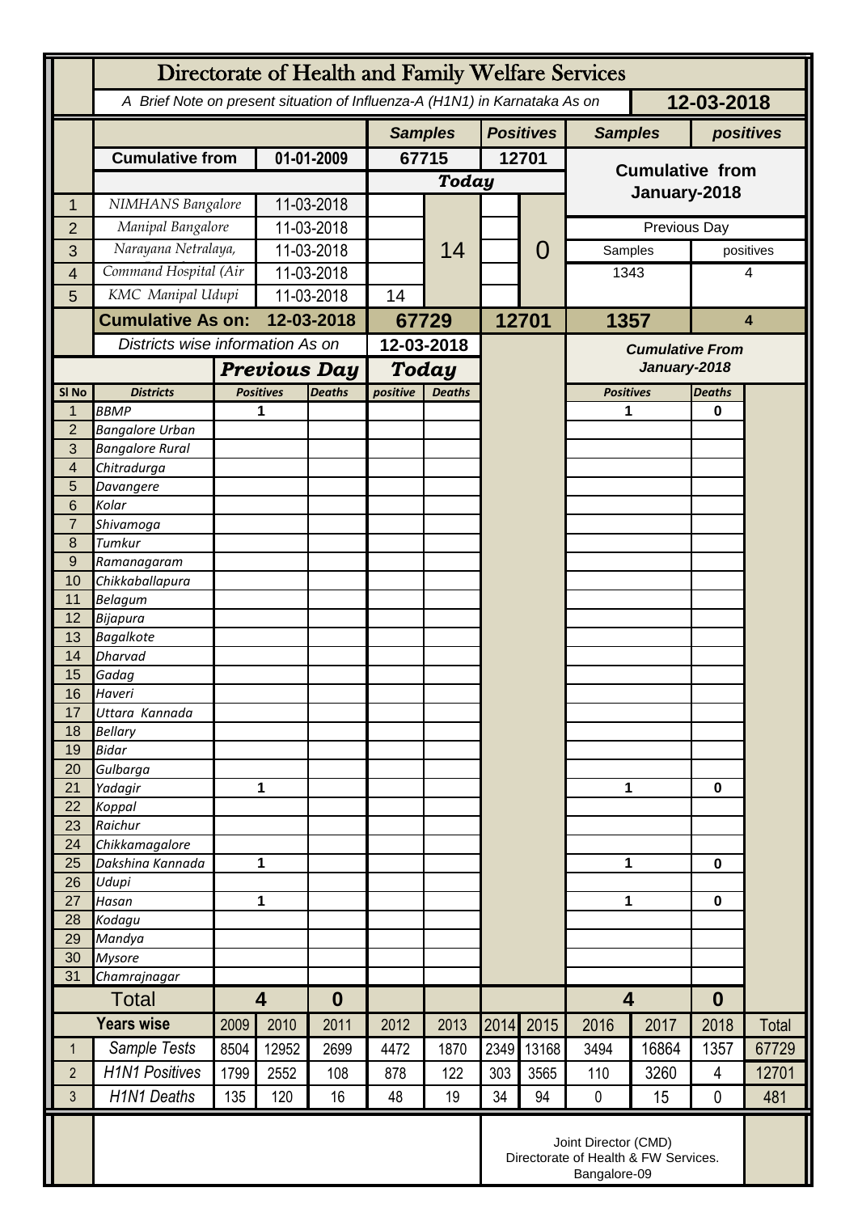# Directorate of Health and Family Welfare Services

*A Brief Note on present situation of Influenza-A (H1N1) in Karnataka As on* **12-03-2018**

| | | | Samples | | Positives | | Samples | positives |
|---|---|---|---|---|---|---|---|---|
| | Cumulative from | 01-01-2009 | 67715 | | 12701 | | Cumulative from January-2018 | |
| | | | Today | | | | | |
| 1 | NIMHANS Bangalore | 11-03-2018 | | 14 | | 0 | | |
| 2 | Manipal Bangalore | 11-03-2018 | | | | | Previous Day | |
| 3 | Narayana Netralaya, | 11-03-2018 | | | | | Samples | positives |
| 4 | Command Hospital (Air | 11-03-2018 | | | | | 1343 | 4 |
| 5 | KMC Manipal Udupi | 11-03-2018 | 14 | | | | | |
| | **Cumulative As on:** | **12-03-2018** | **67729** | | **12701** | | **1357** | **4** |

| Sl No | Districts | Previous Day Positives (As on 12-03-2018) | Previous Day Deaths | Today positive | Today Deaths | Cumulative From January-2018 Positives | Cumulative From January-2018 Deaths |
|---|---|---|---|---|---|---|---|
| 1 | BBMP | 1 | | | | 1 | 0 |
| 2 | Bangalore Urban | | | | | | |
| 3 | Bangalore Rural | | | | | | |
| 4 | Chitradurga | | | | | | |
| 5 | Davangere | | | | | | |
| 6 | Kolar | | | | | | |
| 7 | Shivamoga | | | | | | |
| 8 | Tumkur | | | | | | |
| 9 | Ramanagaram | | | | | | |
| 10 | Chikkaballapura | | | | | | |
| 11 | Belagum | | | | | | |
| 12 | Bijapura | | | | | | |
| 13 | Bagalkote | | | | | | |
| 14 | Dharvad | | | | | | |
| 15 | Gadag | | | | | | |
| 16 | Haveri | | | | | | |
| 17 | Uttara Kannada | | | | | | |
| 18 | Bellary | | | | | | |
| 19 | Bidar | | | | | | |
| 20 | Gulbarga | | | | | | |
| 21 | Yadagir | 1 | | | | 1 | 0 |
| 22 | Koppal | | | | | | |
| 23 | Raichur | | | | | | |
| 24 | Chikkamagalore | | | | | | |
| 25 | Dakshina Kannada | 1 | | | | 1 | 0 |
| 26 | Udupi | | | | | | |
| 27 | Hasan | 1 | | | | 1 | 0 |
| 28 | Kodagu | | | | | | |
| 29 | Mandya | | | | | | |
| 30 | Mysore | | | | | | |
| 31 | Chamrajnagar | | | | | | |
| | **Total** | **4** | **0** | | | **4** | **0** |

| | Years wise | 2009 | 2010 | 2011 | 2012 | 2013 | 2014 | 2015 | 2016 | 2017 | 2018 | Total |
|---|---|---|---|---|---|---|---|---|---|---|---|---|
| 1 | Sample Tests | 8504 | 12952 | 2699 | 4472 | 1870 | 2349 | 13168 | 3494 | 16864 | 1357 | 67729 |
| 2 | H1N1 Positives | 1799 | 2552 | 108 | 878 | 122 | 303 | 3565 | 110 | 3260 | 4 | 12701 |
| 3 | H1N1 Deaths | 135 | 120 | 16 | 48 | 19 | 34 | 94 | 0 | 15 | 0 | 481 |

Joint Director (CMD)
Directorate of Health & FW Services.
Bangalore-09